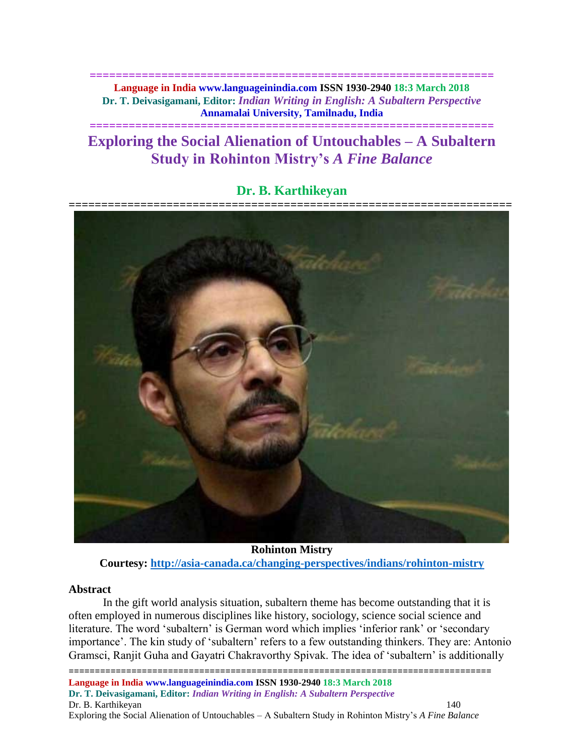# Exploring the Social Alienation of Untouchables – A Subaltern Study in Rohinton Mistry's *A Fine Balance*

## Dr. B. Karthikeyan

**Rohinton Mistry**

**Courtesy: http://asia-canada.ca/changing-perspectives/indians/rohinton-mistry**

### Abstract

In the gift world analysis situation, subaltern theme has become outstanding that it is often employed in numerous disciplines like history, sociology, science social science and literature. The word 'subaltern' is German word which implies 'inferior rank' or 'secondary importance'. The kin study of 'subaltern' refers to a few outstanding thinkers. They are: Antonio Gramsci, Ranjit Guha and Gayatri Chakravorthy Spivak. The idea of 'subaltern' is additionally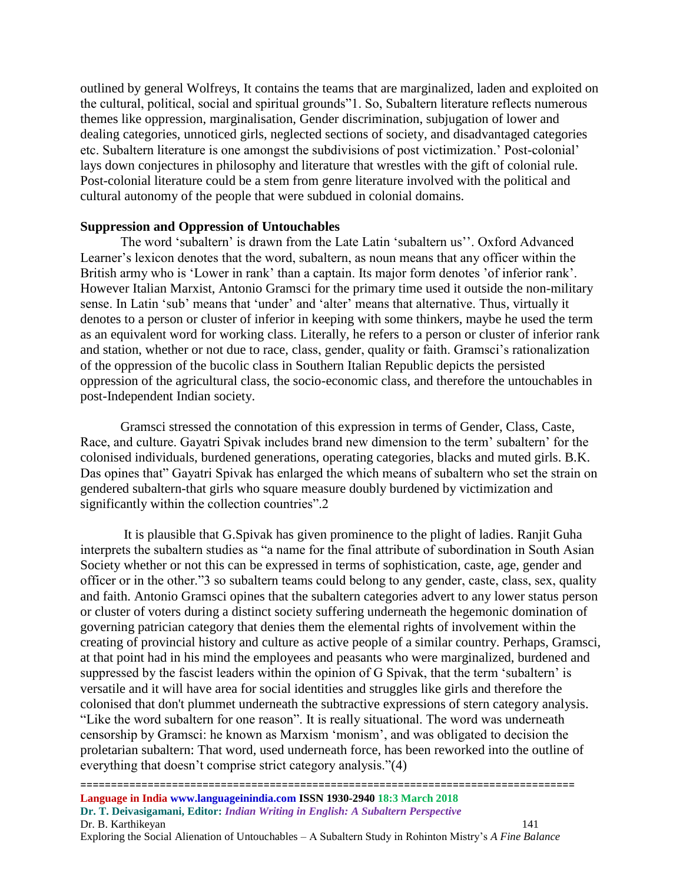outlined by general Wolfreys, It contains the teams that are marginalized, laden and exploited on the cultural, political, social and spiritual grounds"1. So, Subaltern literature reflects numerous themes like oppression, marginalisation, Gender discrimination, subjugation of lower and dealing categories, unnoticed girls, neglected sections of society, and disadvantaged categories etc. Subaltern literature is one amongst the subdivisions of post victimization.' Post-colonial' lays down conjectures in philosophy and literature that wrestles with the gift of colonial rule. Post-colonial literature could be a stem from genre literature involved with the political and cultural autonomy of the people that were subdued in colonial domains.

**Suppression and Oppression of Untouchables**

The word 'subaltern' is drawn from the Late Latin 'subaltern us''. Oxford Advanced Learner's lexicon denotes that the word, subaltern, as noun means that any officer within the British army who is 'Lower in rank' than a captain. Its major form denotes 'of inferior rank'. However Italian Marxist, Antonio Gramsci for the primary time used it outside the non-military sense. In Latin 'sub' means that 'under' and 'alter' means that alternative. Thus, virtually it denotes to a person or cluster of inferior in keeping with some thinkers, maybe he used the term as an equivalent word for working class. Literally, he refers to a person or cluster of inferior rank and station, whether or not due to race, class, gender, quality or faith. Gramsci's rationalization of the oppression of the bucolic class in Southern Italian Republic depicts the persisted oppression of the agricultural class, the socio-economic class, and therefore the untouchables in post-Independent Indian society.

Gramsci stressed the connotation of this expression in terms of Gender, Class, Caste, Race, and culture. Gayatri Spivak includes brand new dimension to the term' subaltern' for the colonised individuals, burdened generations, operating categories, blacks and muted girls. B.K. Das opines that" Gayatri Spivak has enlarged the which means of subaltern who set the strain on gendered subaltern-that girls who square measure doubly burdened by victimization and significantly within the collection countries".2

It is plausible that G.Spivak has given prominence to the plight of ladies. Ranjit Guha interprets the subaltern studies as "a name for the final attribute of subordination in South Asian Society whether or not this can be expressed in terms of sophistication, caste, age, gender and officer or in the other."3 so subaltern teams could belong to any gender, caste, class, sex, quality and faith. Antonio Gramsci opines that the subaltern categories advert to any lower status person or cluster of voters during a distinct society suffering underneath the hegemonic domination of governing patrician category that denies them the elemental rights of involvement within the creating of provincial history and culture as active people of a similar country. Perhaps, Gramsci, at that point had in his mind the employees and peasants who were marginalized, burdened and suppressed by the fascist leaders within the opinion of G Spivak, that the term 'subaltern' is versatile and it will have area for social identities and struggles like girls and therefore the colonised that don't plummet underneath the subtractive expressions of stern category analysis. "Like the word subaltern for one reason". It is really situational. The word was underneath censorship by Gramsci: he known as Marxism 'monism', and was obligated to decision the proletarian subaltern: That word, used underneath force, has been reworked into the outline of everything that doesn't comprise strict category analysis."(4)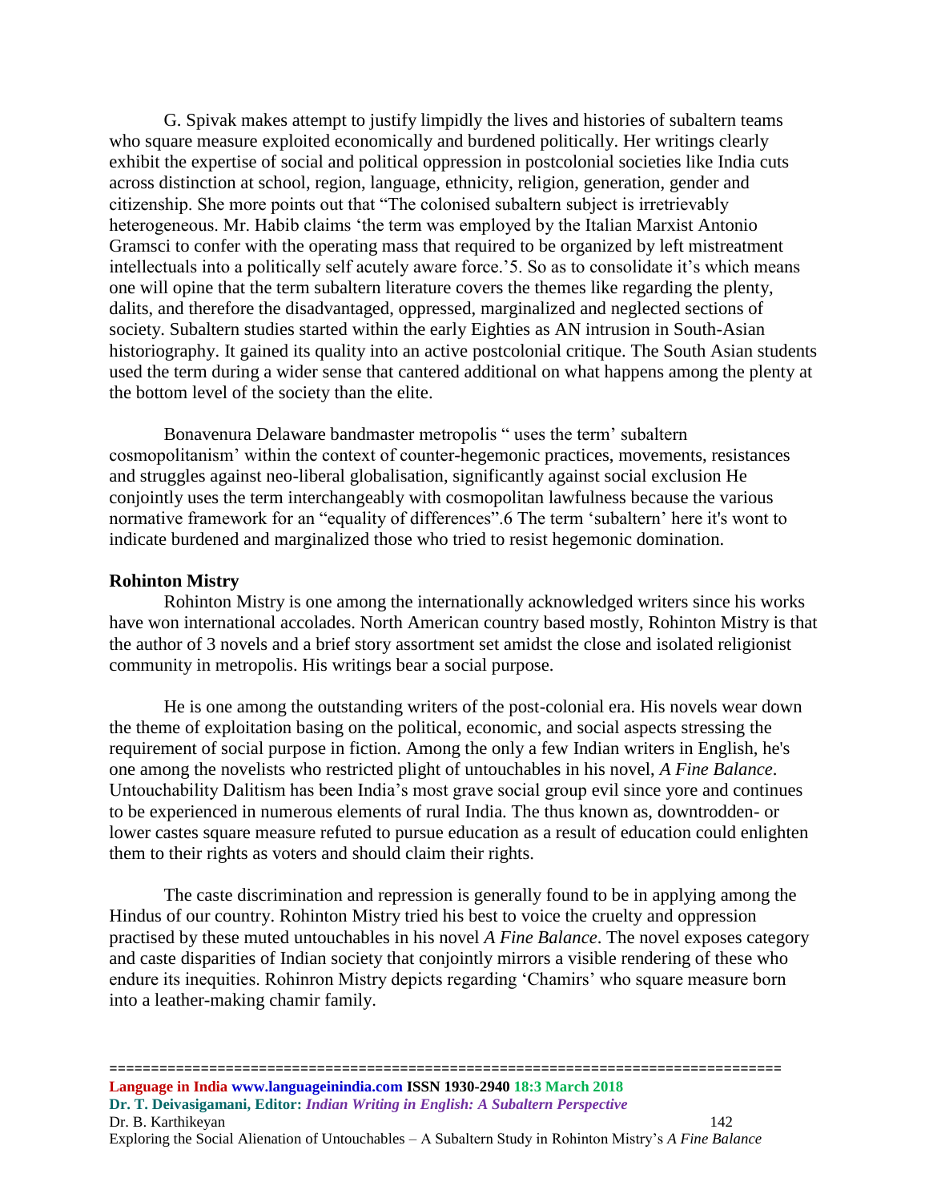G. Spivak makes attempt to justify limpidly the lives and histories of subaltern teams who square measure exploited economically and burdened politically. Her writings clearly exhibit the expertise of social and political oppression in postcolonial societies like India cuts across distinction at school, region, language, ethnicity, religion, generation, gender and citizenship. She more points out that "The colonised subaltern subject is irretrievably heterogeneous. Mr. Habib claims 'the term was employed by the Italian Marxist Antonio Gramsci to confer with the operating mass that required to be organized by left mistreatment intellectuals into a politically self acutely aware force.'5. So as to consolidate it's which means one will opine that the term subaltern literature covers the themes like regarding the plenty, dalits, and therefore the disadvantaged, oppressed, marginalized and neglected sections of society. Subaltern studies started within the early Eighties as AN intrusion in South-Asian historiography. It gained its quality into an active postcolonial critique. The South Asian students used the term during a wider sense that cantered additional on what happens among the plenty at the bottom level of the society than the elite.

Bonavenura Delaware bandmaster metropolis " uses the term' subaltern cosmopolitanism' within the context of counter-hegemonic practices, movements, resistances and struggles against neo-liberal globalisation, significantly against social exclusion He conjointly uses the term interchangeably with cosmopolitan lawfulness because the various normative framework for an "equality of differences".6 The term 'subaltern' here it's wont to indicate burdened and marginalized those who tried to resist hegemonic domination.

**Rohinton Mistry**

Rohinton Mistry is one among the internationally acknowledged writers since his works have won international accolades. North American country based mostly, Rohinton Mistry is that the author of 3 novels and a brief story assortment set amidst the close and isolated religionist community in metropolis. His writings bear a social purpose.

He is one among the outstanding writers of the post-colonial era. His novels wear down the theme of exploitation basing on the political, economic, and social aspects stressing the requirement of social purpose in fiction. Among the only a few Indian writers in English, he's one among the novelists who restricted plight of untouchables in his novel, *A Fine Balance*. Untouchability Dalitism has been India's most grave social group evil since yore and continues to be experienced in numerous elements of rural India. The thus known as, downtrodden- or lower castes square measure refuted to pursue education as a result of education could enlighten them to their rights as voters and should claim their rights.

The caste discrimination and repression is generally found to be in applying among the Hindus of our country. Rohinton Mistry tried his best to voice the cruelty and oppression practised by these muted untouchables in his novel *A Fine Balance*. The novel exposes category and caste disparities of Indian society that conjointly mirrors a visible rendering of these who endure its inequities. Rohinron Mistry depicts regarding 'Chamirs' who square measure born into a leather-making chamir family.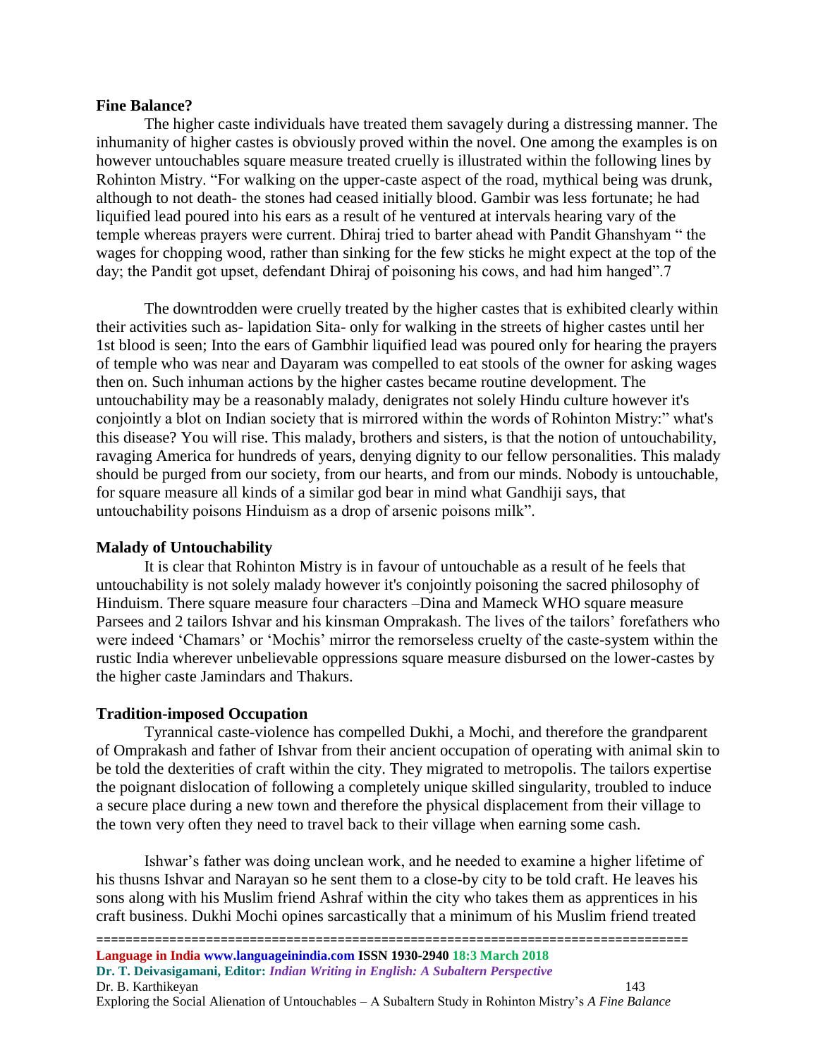**Fine Balance?**

The higher caste individuals have treated them savagely during a distressing manner. The inhumanity of higher castes is obviously proved within the novel. One among the examples is on however untouchables square measure treated cruelly is illustrated within the following lines by Rohinton Mistry. "For walking on the upper-caste aspect of the road, mythical being was drunk, although to not death- the stones had ceased initially blood. Gambir was less fortunate; he had liquified lead poured into his ears as a result of he ventured at intervals hearing vary of the temple whereas prayers were current. Dhiraj tried to barter ahead with Pandit Ghanshyam " the wages for chopping wood, rather than sinking for the few sticks he might expect at the top of the day; the Pandit got upset, defendant Dhiraj of poisoning his cows, and had him hanged".7

The downtrodden were cruelly treated by the higher castes that is exhibited clearly within their activities such as- lapidation Sita- only for walking in the streets of higher castes until her 1st blood is seen; Into the ears of Gambhir liquified lead was poured only for hearing the prayers of temple who was near and Dayaram was compelled to eat stools of the owner for asking wages then on. Such inhuman actions by the higher castes became routine development. The untouchability may be a reasonably malady, denigrates not solely Hindu culture however it's conjointly a blot on Indian society that is mirrored within the words of Rohinton Mistry:" what's this disease? You will rise. This malady, brothers and sisters, is that the notion of untouchability, ravaging America for hundreds of years, denying dignity to our fellow personalities. This malady should be purged from our society, from our hearts, and from our minds. Nobody is untouchable, for square measure all kinds of a similar god bear in mind what Gandhiji says, that untouchability poisons Hinduism as a drop of arsenic poisons milk".

**Malady of Untouchability**

It is clear that Rohinton Mistry is in favour of untouchable as a result of he feels that untouchability is not solely malady however it's conjointly poisoning the sacred philosophy of Hinduism. There square measure four characters –Dina and Mameck WHO square measure Parsees and 2 tailors Ishvar and his kinsman Omprakash. The lives of the tailors' forefathers who were indeed 'Chamars' or 'Mochis' mirror the remorseless cruelty of the caste-system within the rustic India wherever unbelievable oppressions square measure disbursed on the lower-castes by the higher caste Jamindars and Thakurs.

**Tradition-imposed Occupation**

Tyrannical caste-violence has compelled Dukhi, a Mochi, and therefore the grandparent of Omprakash and father of Ishvar from their ancient occupation of operating with animal skin to be told the dexterities of craft within the city. They migrated to metropolis. The tailors expertise the poignant dislocation of following a completely unique skilled singularity, troubled to induce a secure place during a new town and therefore the physical displacement from their village to the town very often they need to travel back to their village when earning some cash.

Ishwar's father was doing unclean work, and he needed to examine a higher lifetime of his thusns Ishvar and Narayan so he sent them to a close-by city to be told craft. He leaves his sons along with his Muslim friend Ashraf within the city who takes them as apprentices in his craft business. Dukhi Mochi opines sarcastically that a minimum of his Muslim friend treated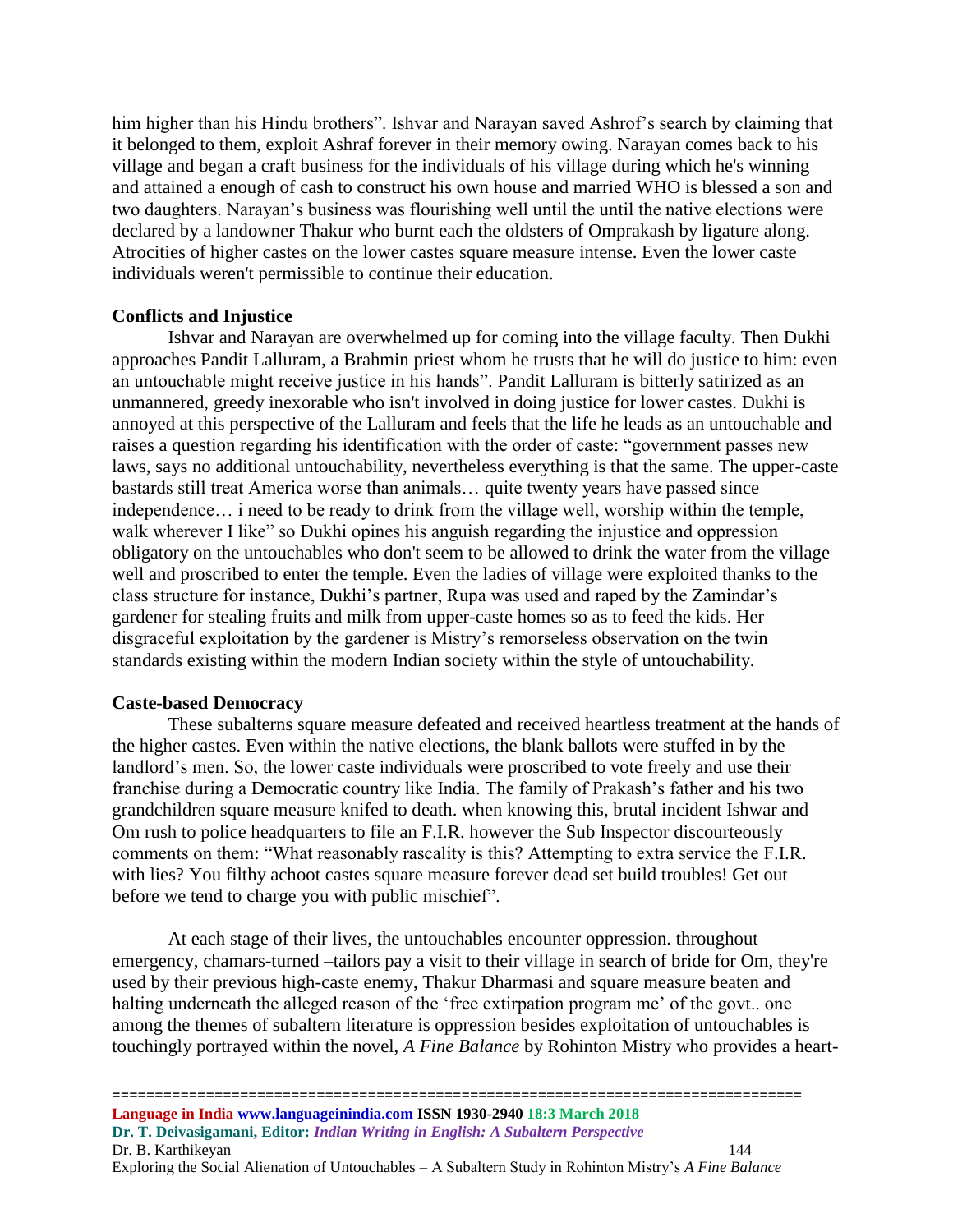him higher than his Hindu brothers". Ishvar and Narayan saved Ashrof's search by claiming that it belonged to them, exploit Ashraf forever in their memory owing. Narayan comes back to his village and began a craft business for the individuals of his village during which he's winning and attained a enough of cash to construct his own house and married WHO is blessed a son and two daughters. Narayan's business was flourishing well until the until the native elections were declared by a landowner Thakur who burnt each the oldsters of Omprakash by ligature along. Atrocities of higher castes on the lower castes square measure intense. Even the lower caste individuals weren't permissible to continue their education.

**Conflicts and Injustice**

Ishvar and Narayan are overwhelmed up for coming into the village faculty. Then Dukhi approaches Pandit Lalluram, a Brahmin priest whom he trusts that he will do justice to him: even an untouchable might receive justice in his hands". Pandit Lalluram is bitterly satirized as an unmannered, greedy inexorable who isn't involved in doing justice for lower castes. Dukhi is annoyed at this perspective of the Lalluram and feels that the life he leads as an untouchable and raises a question regarding his identification with the order of caste: "government passes new laws, says no additional untouchability, nevertheless everything is that the same. The upper-caste bastards still treat America worse than animals… quite twenty years have passed since independence… i need to be ready to drink from the village well, worship within the temple, walk wherever I like" so Dukhi opines his anguish regarding the injustice and oppression obligatory on the untouchables who don't seem to be allowed to drink the water from the village well and proscribed to enter the temple. Even the ladies of village were exploited thanks to the class structure for instance, Dukhi's partner, Rupa was used and raped by the Zamindar's gardener for stealing fruits and milk from upper-caste homes so as to feed the kids. Her disgraceful exploitation by the gardener is Mistry's remorseless observation on the twin standards existing within the modern Indian society within the style of untouchability.

**Caste-based Democracy**

These subalterns square measure defeated and received heartless treatment at the hands of the higher castes. Even within the native elections, the blank ballots were stuffed in by the landlord's men. So, the lower caste individuals were proscribed to vote freely and use their franchise during a Democratic country like India. The family of Prakash's father and his two grandchildren square measure knifed to death. when knowing this, brutal incident Ishwar and Om rush to police headquarters to file an F.I.R. however the Sub Inspector discourteously comments on them: "What reasonably rascality is this? Attempting to extra service the F.I.R. with lies? You filthy achoot castes square measure forever dead set build troubles! Get out before we tend to charge you with public mischief".

At each stage of their lives, the untouchables encounter oppression. throughout emergency, chamars-turned –tailors pay a visit to their village in search of bride for Om, they're used by their previous high-caste enemy, Thakur Dharmasi and square measure beaten and halting underneath the alleged reason of the 'free extirpation program me' of the govt.. one among the themes of subaltern literature is oppression besides exploitation of untouchables is touchingly portrayed within the novel, *A Fine Balance* by Rohinton Mistry who provides a heart-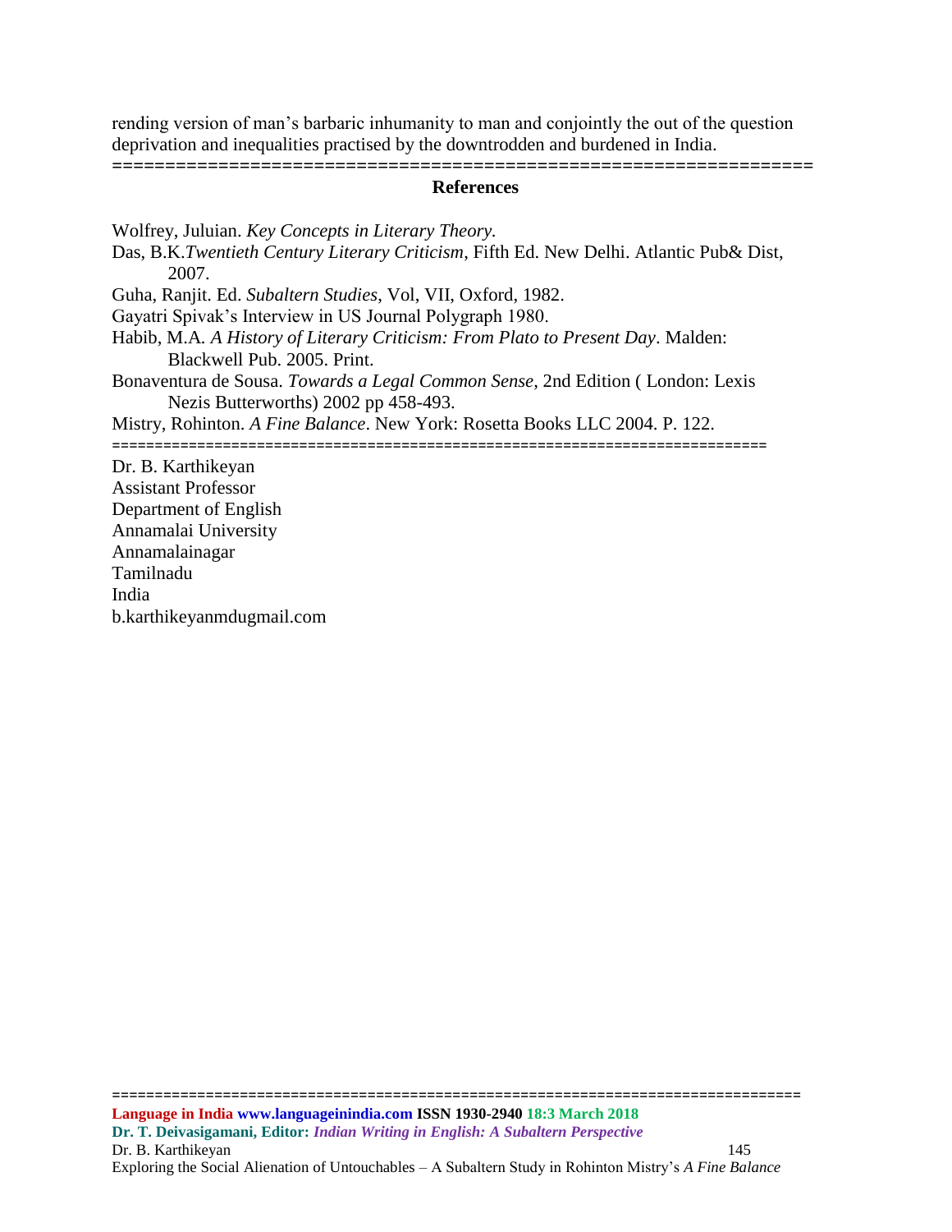rending version of man's barbaric inhumanity to man and conjointly the out of the question deprivation and inequalities practised by the downtrodden and burdened in India.

=================================================================

## References

Wolfrey, Juluian. *Key Concepts in Literary Theory.*

Das, B.K.*Twentieth Century Literary Criticism*, Fifth Ed. New Delhi. Atlantic Pub& Dist, 2007.

Guha, Ranjit. Ed. *Subaltern Studies*, Vol, VII, Oxford, 1982.

Gayatri Spivak's Interview in US Journal Polygraph 1980.

Habib, M.A. *A History of Literary Criticism: From Plato to Present Day*. Malden: Blackwell Pub. 2005. Print.

Bonaventura de Sousa. *Towards a Legal Common Sense*, 2nd Edition ( London: Lexis Nezis Butterworths) 2002 pp 458-493.

Mistry, Rohinton. *A Fine Balance*. New York: Rosetta Books LLC 2004. P. 122.

=================================================================

Dr. B. Karthikeyan
Assistant Professor
Department of English
Annamalai University
Annamalainagar
Tamilnadu
India
b.karthikeyanmdugmail.com